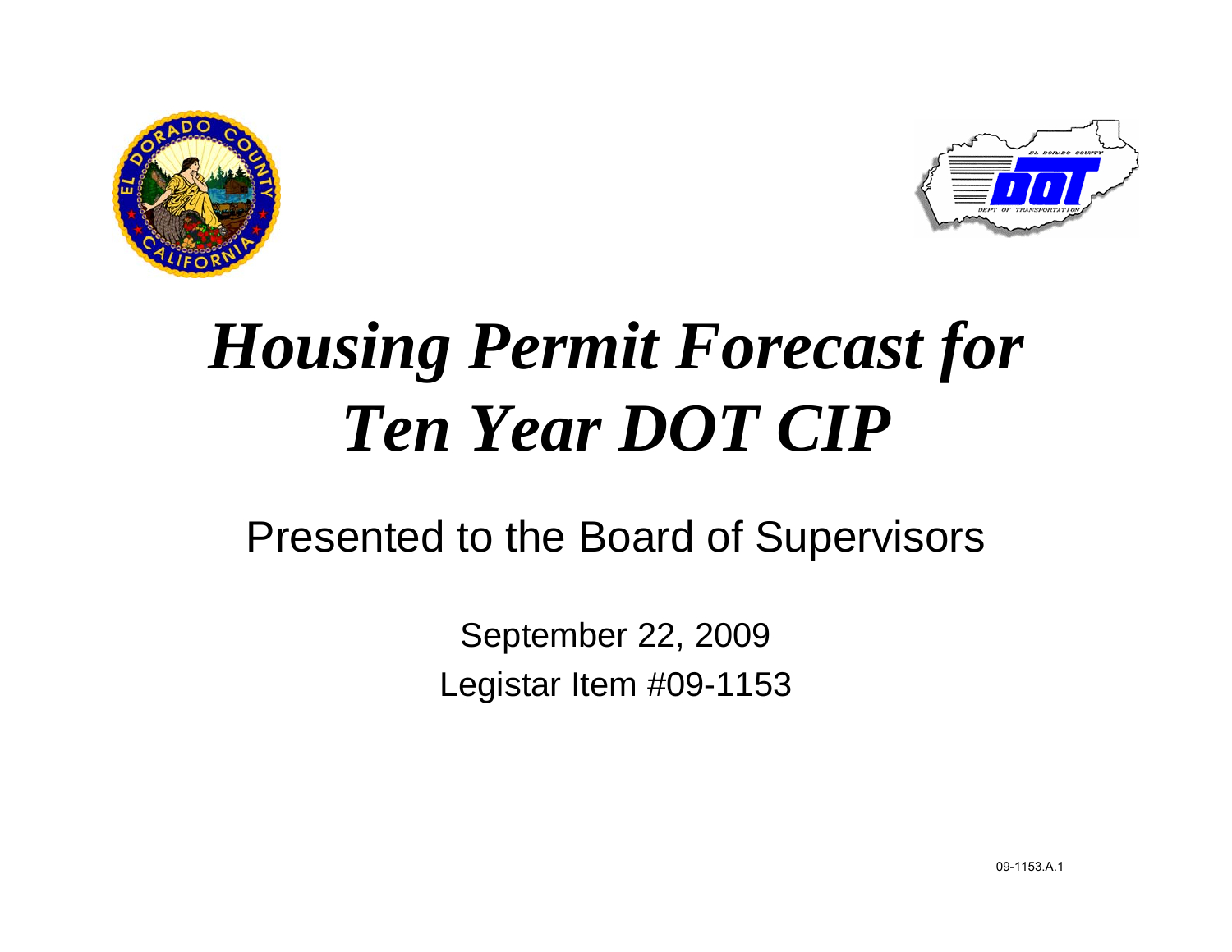# *Housing Permit Forecast for Ten Year DOT CIP*

Presented to the Board of Supervisors

September 22, 2009

Legistar Item #09-1153

09-1153.A.1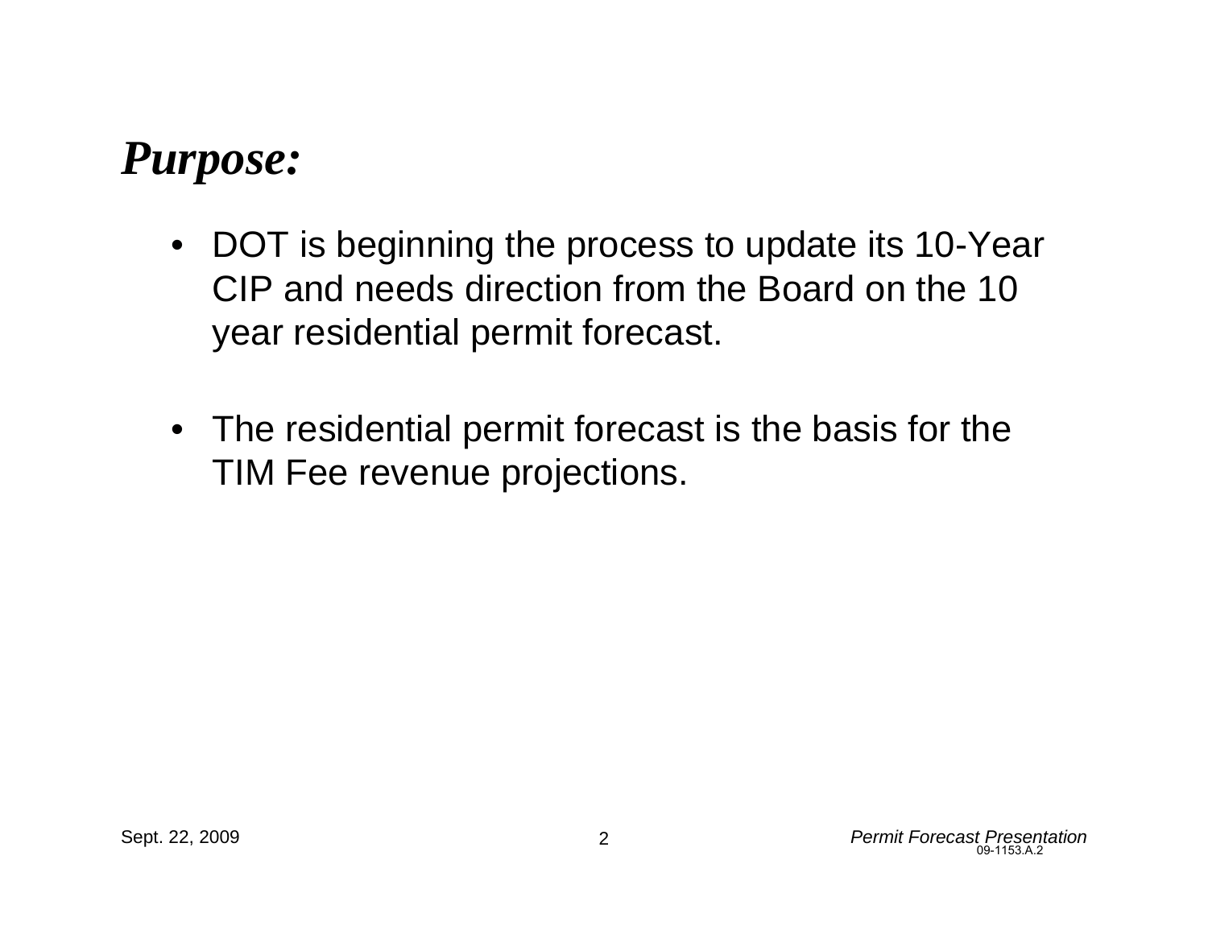## ***Purpose:***

- DOT is beginning the process to update its 10-Year CIP and needs direction from the Board on the 10 year residential permit forecast.
- The residential permit forecast is the basis for the TIM Fee revenue projections.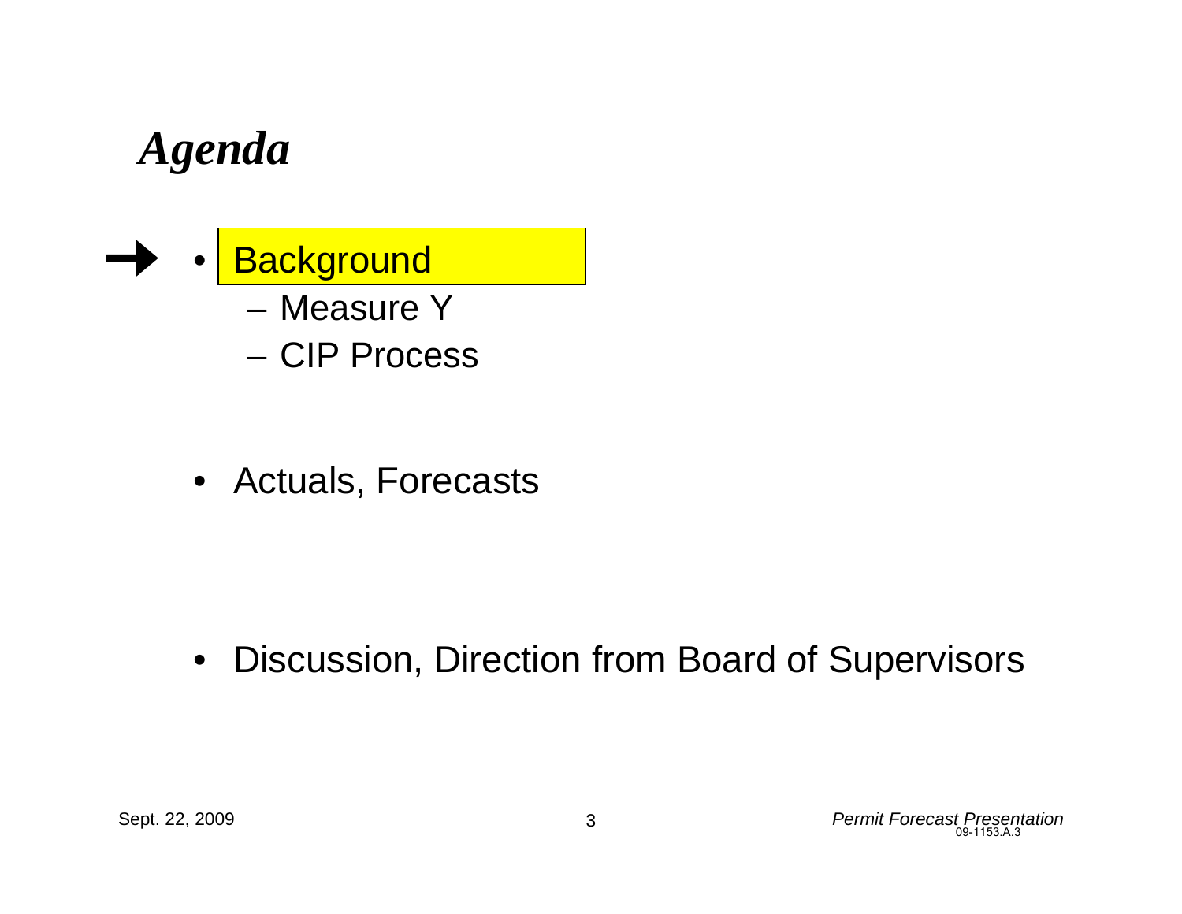# *Agenda*

- Background
  - Measure Y
  - CIP Process

- Actuals, Forecasts

- Discussion, Direction from Board of Supervisors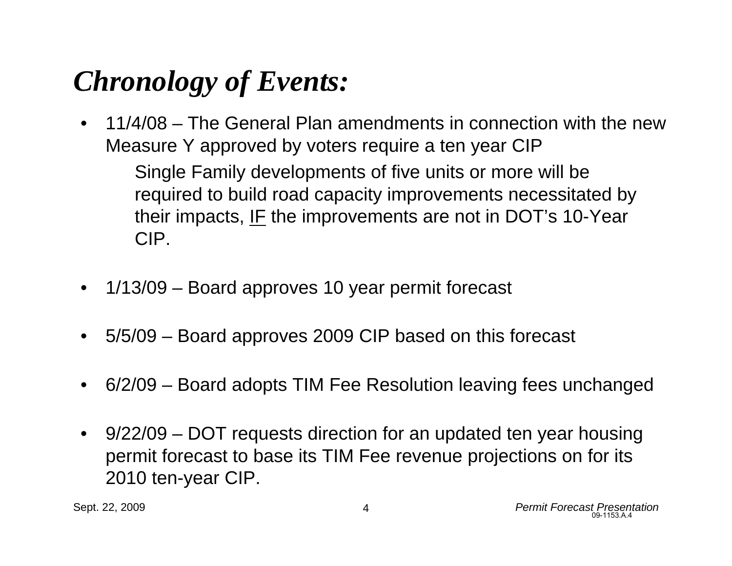# *Chronology of Events:*

- 11/4/08 – The General Plan amendments in connection with the new Measure Y approved by voters require a ten year CIP

  Single Family developments of five units or more will be required to build road capacity improvements necessitated by their impacts, <u>IF</u> the improvements are not in DOT's 10-Year CIP.

- 1/13/09 – Board approves 10 year permit forecast

- 5/5/09 – Board approves 2009 CIP based on this forecast

- 6/2/09 – Board adopts TIM Fee Resolution leaving fees unchanged

- 9/22/09 – DOT requests direction for an updated ten year housing permit forecast to base its TIM Fee revenue projections on for its 2010 ten-year CIP.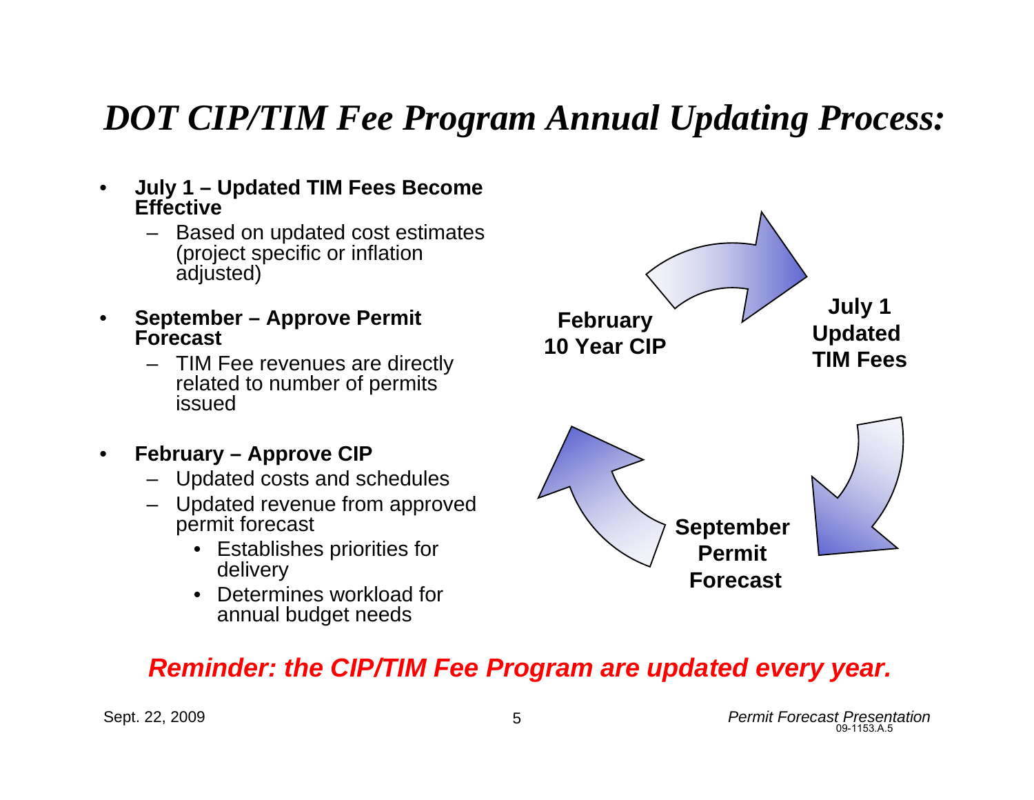# *DOT CIP/TIM Fee Program Annual Updating Process:*

- **July 1 – Updated TIM Fees Become Effective**
  - Based on updated cost estimates (project specific or inflation adjusted)
- **September – Approve Permit Forecast**
  - TIM Fee revenues are directly related to number of permits issued
- **February – Approve CIP**
  - Updated costs and schedules
  - Updated revenue from approved permit forecast
    - Establishes priorities for delivery
    - Determines workload for annual budget needs

**February 10 Year CIP** → **July 1 Updated TIM Fees** → **September Permit Forecast** → **February 10 Year CIP**

***Reminder: the CIP/TIM Fee Program are updated every year.***

Sept. 22, 2009

*Permit Forecast Presentation*
09-1153.A.5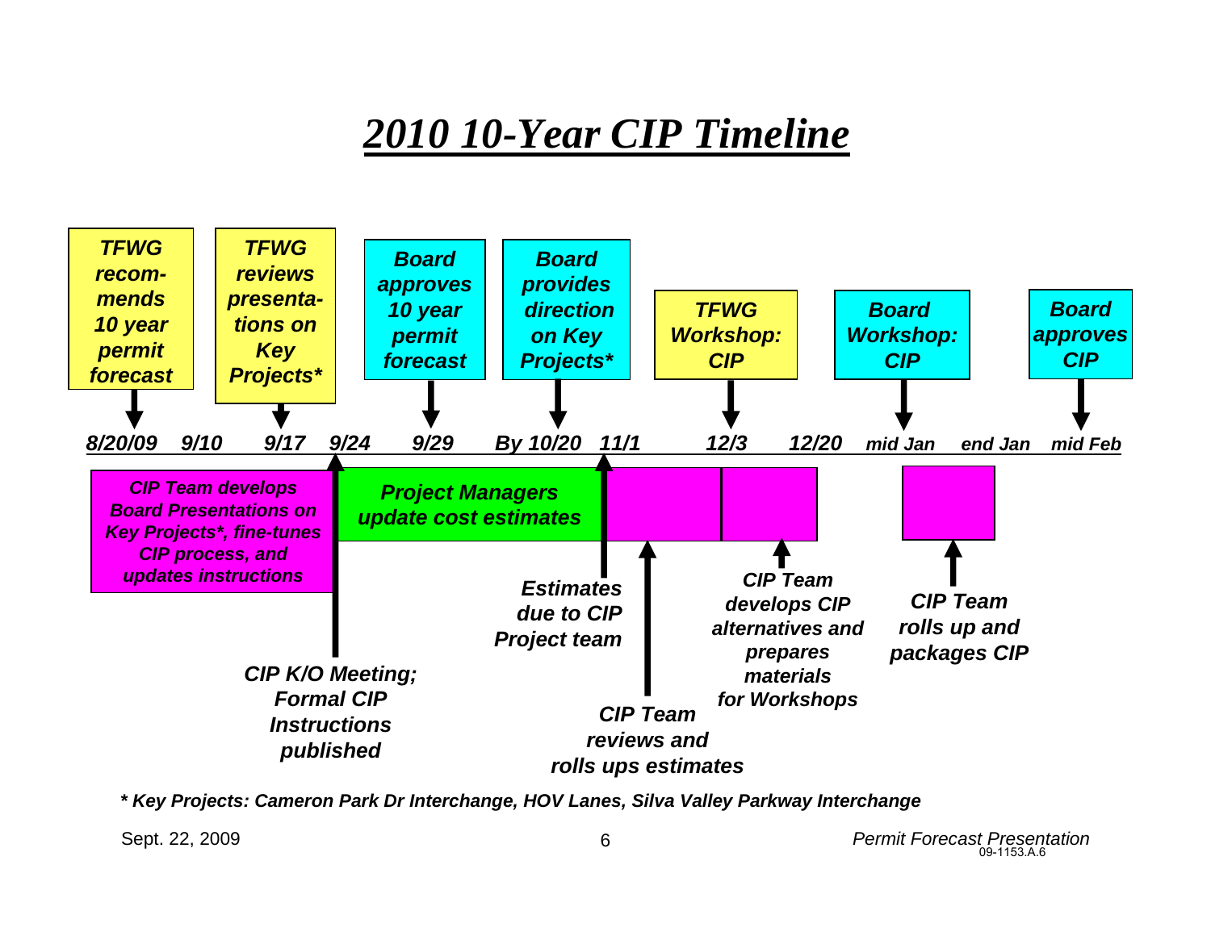# *2010 10-Year CIP Timeline*

| Date | Event |
|---|---|
| 8/20/09 | *TFWG recommends 10 year permit forecast* |
| 9/17 | *TFWG reviews presentations on Key Projects** |
| 9/29 | *Board approves 10 year permit forecast* |
| By 10/20 | *Board provides direction on Key Projects** |
| 12/3 | *TFWG Workshop: CIP* |
| mid Jan | *Board Workshop: CIP* |
| mid Feb | *Board approves CIP* |

Timeline dates: *8/20/09, 9/10, 9/17, 9/24, 9/29, By 10/20, 11/1, 12/3, 12/20, mid Jan, end Jan, mid Feb*

| Period | Activity |
|---|---|
| 8/20/09 – 9/24 | *CIP Team develops Board Presentations on Key Projects*, fine-tunes CIP process, and updates instructions* |
| 9/24 | *CIP K/O Meeting; Formal CIP Instructions published* |
| 9/24 – 11/1 | *Project Managers update cost estimates* |
| 11/1 | *Estimates due to CIP Project team* |
| 11/1 – 12/3 | *CIP Team reviews and rolls ups estimates* |
| 12/3 – 12/20 | *CIP Team develops CIP alternatives and prepares materials for Workshops* |
| mid Jan – end Jan | *CIP Team rolls up and packages CIP* |

***** Key Projects: Cameron Park Dr Interchange, HOV Lanes, Silva Valley Parkway Interchange*

Sept. 22, 2009

*Permit Forecast Presentation*

09-1153.A.6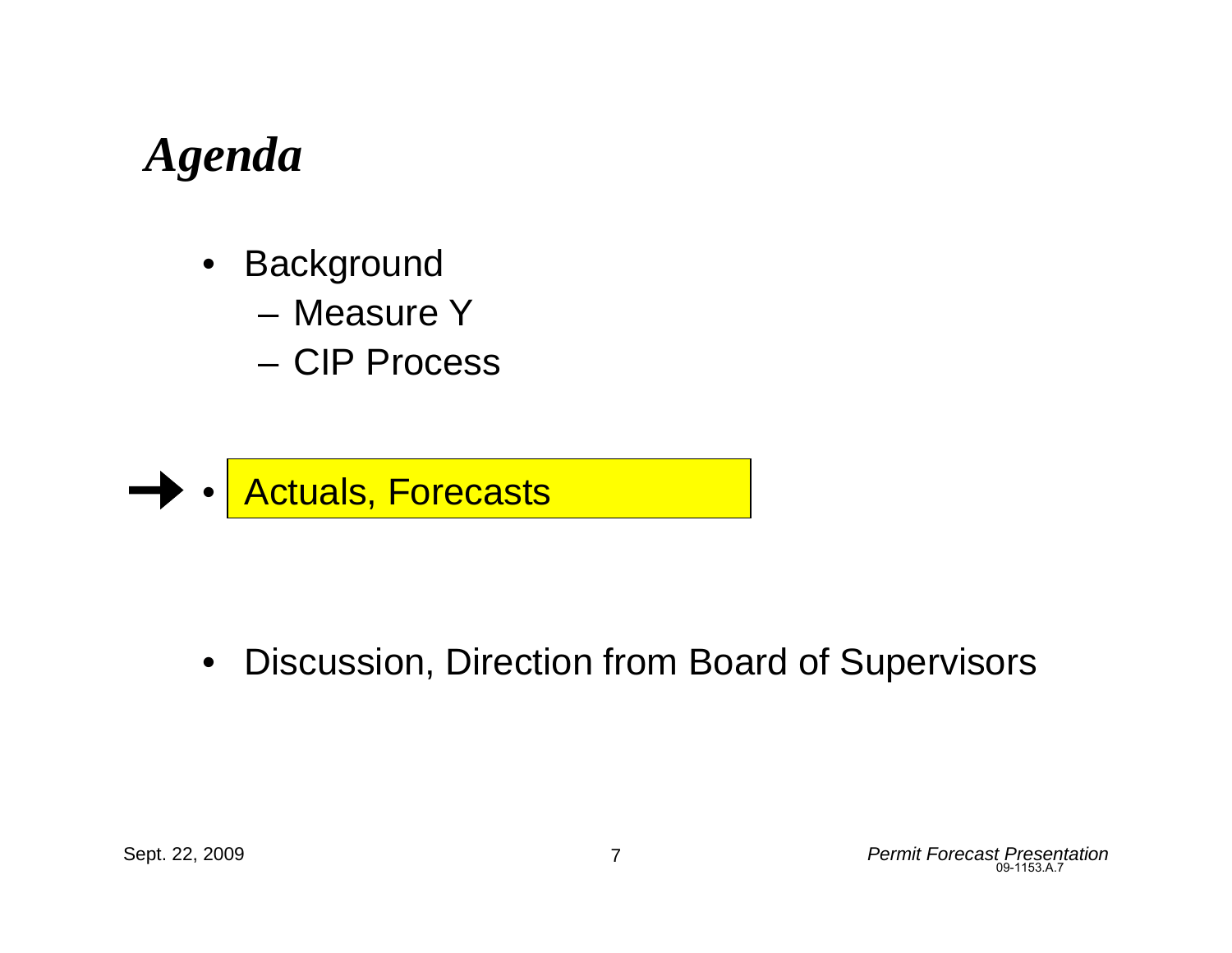# *Agenda*

- Background
  - Measure Y
  - CIP Process
- Actuals, Forecasts
- Discussion, Direction from Board of Supervisors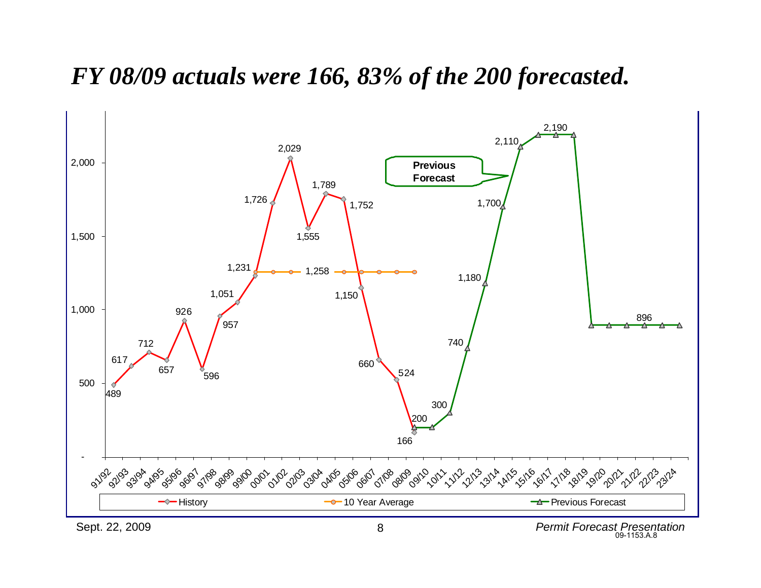# *FY 08/09 actuals were 166, 83% of the 200 forecasted.*

| Fiscal Year | History | 10 Year Average | Previous Forecast |
|---|---|---|---|
| 91/92 | 489 | | |
| 92/93 | 617 | | |
| 93/94 | 712 | | |
| 94/95 | 657 | | |
| 95/96 | 926 | | |
| 96/97 | 596 | | |
| 97/98 | 957 | | |
| 98/99 | 1,051 | | |
| 99/00 | 1,231 | 1,258 | |
| 00/01 | 1,726 | 1,258 | |
| 01/02 | 2,029 | 1,258 | |
| 02/03 | 1,555 | 1,258 | |
| 03/04 | 1,789 | 1,258 | |
| 04/05 | 1,752 | 1,258 | |
| 05/06 | 1,150 | 1,258 | |
| 06/07 | 660 | 1,258 | |
| 07/08 | 524 | 1,258 | |
| 08/09 | 166 | 1,258 | 200 |
| 09/10 | | | 200 |
| 10/11 | | | 300 |
| 11/12 | | | 740 |
| 12/13 | | | 1,180 |
| 13/14 | | | 1,700 |
| 14/15 | | | 2,110 |
| 15/16 | | | 2,190 |
| 16/17 | | | 2,190 |
| 17/18 | | | 2,190 |
| 18/19 | | | 896 |
| 19/20 | | | 896 |
| 20/21 | | | 896 |
| 21/22 | | | 896 |
| 22/23 | | | 896 |
| 23/24 | | | 896 |

Sept. 22, 2009

*Permit Forecast Presentation*
09-1153.A.8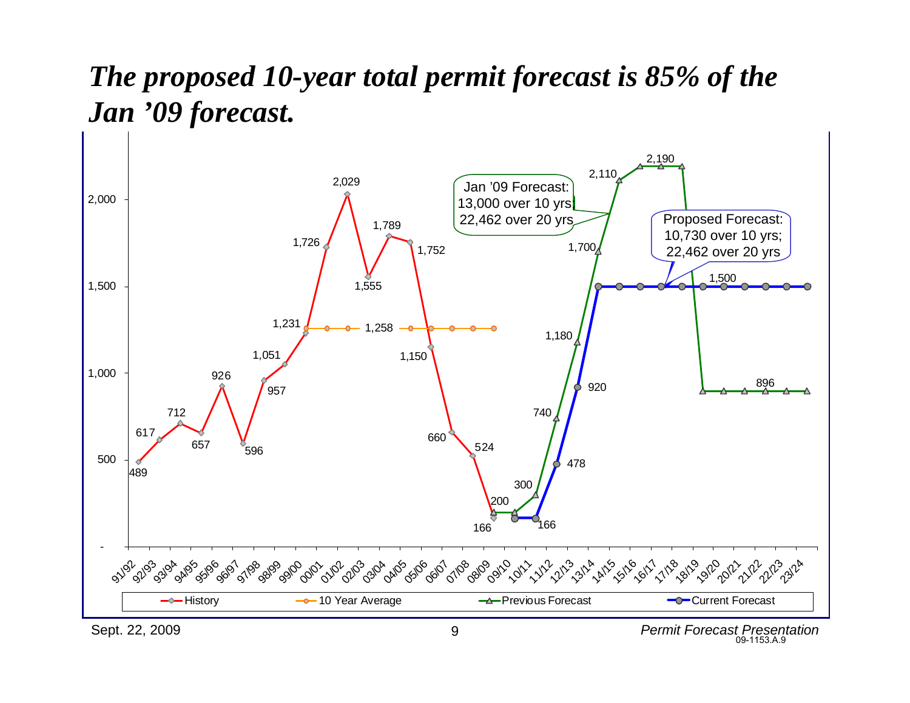# *The proposed 10-year total permit forecast is 85% of the Jan '09 forecast.*

Jan '09 Forecast:
13,000 over 10 yrs
22,462 over 20 yrs

Proposed Forecast:
10,730 over 10 yrs;
22,462 over 20 yrs

| Year | History | 10 Year Average | Previous Forecast | Current Forecast |
|---|---|---|---|---|
| 91/92 | 489 | | | |
| 92/93 | 617 | | | |
| 93/94 | 712 | | | |
| 94/95 | 657 | | | |
| 95/96 | 926 | | | |
| 96/97 | 596 | | | |
| 97/98 | 957 | | | |
| 98/99 | 1,051 | | | |
| 99/00 | 1,231 | 1,258 | | |
| 00/01 | 1,726 | 1,258 | | |
| 01/02 | 2,029 | 1,258 | | |
| 02/03 | 1,555 | 1,258 | | |
| 03/04 | 1,789 | 1,258 | | |
| 04/05 | 1,752 | 1,258 | | |
| 05/06 | 1,150 | 1,258 | | |
| 06/07 | 660 | 1,258 | | |
| 07/08 | 524 | 1,258 | | |
| 08/09 | 166 | 1,258 | 200 | |
| 09/10 | | | 200 | 166 |
| 10/11 | | | 300 | 166 |
| 11/12 | | | 740 | 478 |
| 12/13 | | | 1,180 | 920 |
| 13/14 | | | 1,700 | 1,500 |
| 14/15 | | | 2,110 | 1,500 |
| 15/16 | | | 2,190 | 1,500 |
| 16/17 | | | 2,190 | 1,500 |
| 17/18 | | | 2,190 | 1,500 |
| 18/19 | | | 896 | 1,500 |
| 19/20 | | | 896 | 1,500 |
| 20/21 | | | 896 | 1,500 |
| 21/22 | | | 896 | 1,500 |
| 22/23 | | | 896 | 1,500 |
| 23/24 | | | 896 | 1,500 |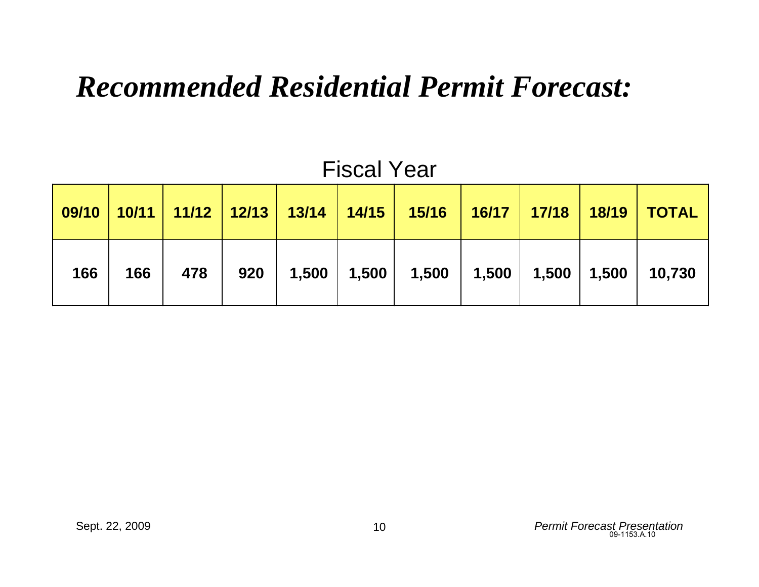# *Recommended Residential Permit Forecast:*

Fiscal Year

| 09/10 | 10/11 | 11/12 | 12/13 | 13/14 | 14/15 | 15/16 | 16/17 | 17/18 | 18/19 | TOTAL |
|---|---|---|---|---|---|---|---|---|---|---|
| 166 | 166 | 478 | 920 | 1,500 | 1,500 | 1,500 | 1,500 | 1,500 | 1,500 | 10,730 |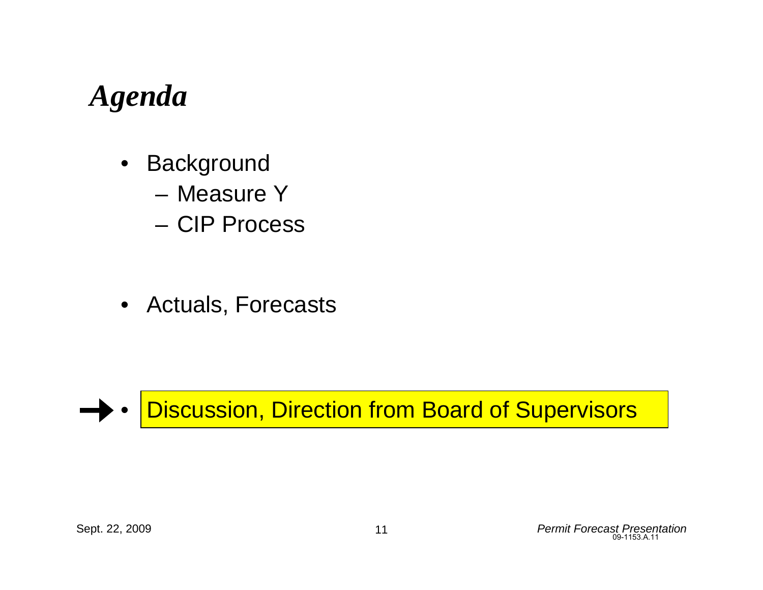# *Agenda*

- Background
  - Measure Y
  - CIP Process
- Actuals, Forecasts
- → Discussion, Direction from Board of Supervisors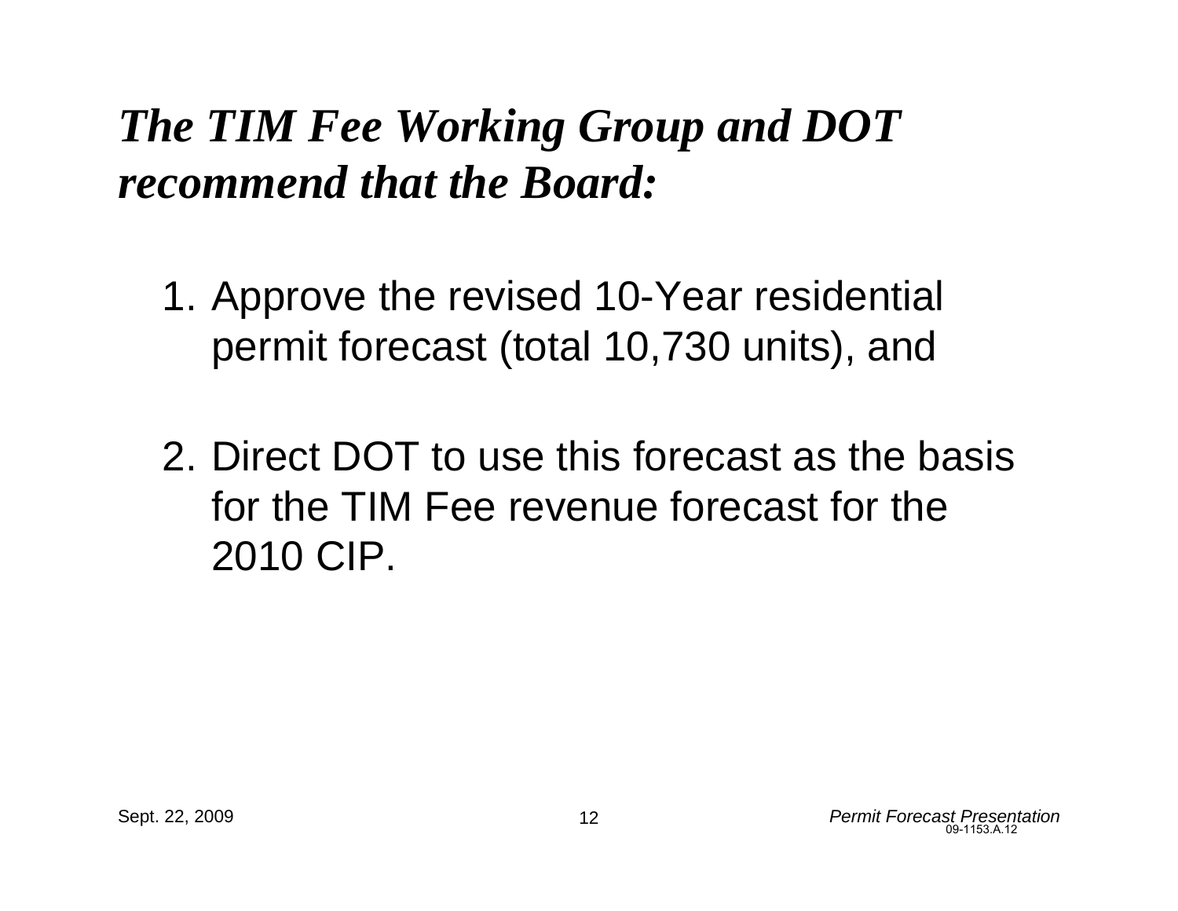## *The TIM Fee Working Group and DOT recommend that the Board:*

1. Approve the revised 10-Year residential permit forecast (total 10,730 units), and

2. Direct DOT to use this forecast as the basis for the TIM Fee revenue forecast for the 2010 CIP.